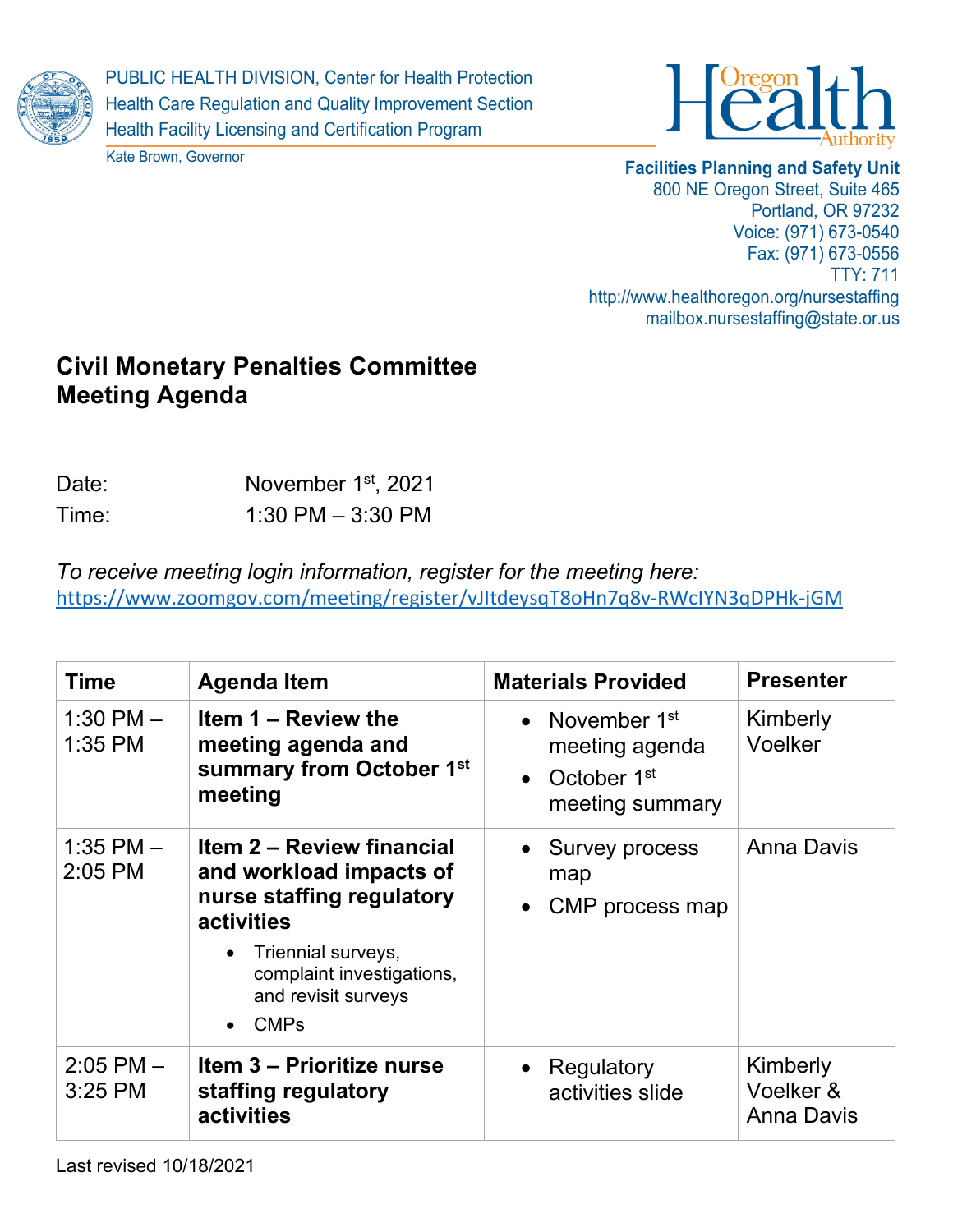PUBLIC HEALTH DIVISION, Center for Health Protection
Health Care Regulation and Quality Improvement Section
Health Facility Licensing and Certification Program

Kate Brown, Governor

Oregon Health Authority

**Facilities Planning and Safety Unit**
800 NE Oregon Street, Suite 465
Portland, OR 97232
Voice: (971) 673-0540
Fax: (971) 673-0556
TTY: 711
http://www.healthoregon.org/nursestaffing
mailbox.nursestaffing@state.or.us

# Civil Monetary Penalties Committee Meeting Agenda

Date: November 1st, 2021
Time: 1:30 PM – 3:30 PM

*To receive meeting login information, register for the meeting here:*
https://www.zoomgov.com/meeting/register/vJItdeysqT8oHn7q8v-RWcIYN3qDPHk-jGM

| Time | Agenda Item | Materials Provided | Presenter |
|---|---|---|---|
| 1:30 PM – 1:35 PM | **Item 1 – Review the meeting agenda and summary from October 1st meeting** | • November 1st meeting agenda<br>• October 1st meeting summary | Kimberly Voelker |
| 1:35 PM – 2:05 PM | **Item 2 – Review financial and workload impacts of nurse staffing regulatory activities**<br>• Triennial surveys, complaint investigations, and revisit surveys<br>• CMPs | • Survey process map<br>• CMP process map | Anna Davis |
| 2:05 PM – 3:25 PM | **Item 3 – Prioritize nurse staffing regulatory activities** | • Regulatory activities slide | Kimberly Voelker & Anna Davis |

Last revised 10/18/2021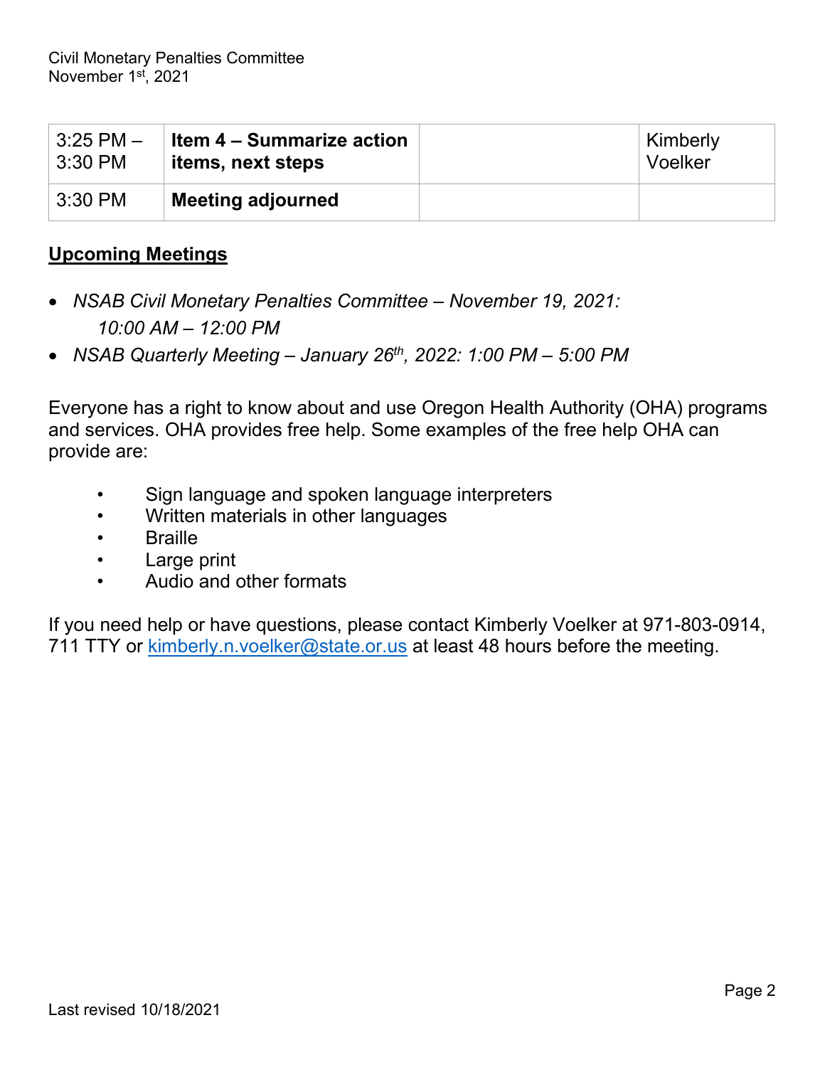| 3:25 PM – 3:30 PM | **Item 4 – Summarize action items, next steps** | | Kimberly Voelker |
|---|---|---|---|
| 3:30 PM | **Meeting adjourned** | | |

## Upcoming Meetings

- *NSAB Civil Monetary Penalties Committee – November 19, 2021: 10:00 AM – 12:00 PM*
- *NSAB Quarterly Meeting – January 26th, 2022: 1:00 PM – 5:00 PM*

Everyone has a right to know about and use Oregon Health Authority (OHA) programs and services. OHA provides free help. Some examples of the free help OHA can provide are:

- Sign language and spoken language interpreters
- Written materials in other languages
- Braille
- Large print
- Audio and other formats

If you need help or have questions, please contact Kimberly Voelker at 971-803-0914, 711 TTY or kimberly.n.voelker@state.or.us at least 48 hours before the meeting.

Last revised 10/18/2021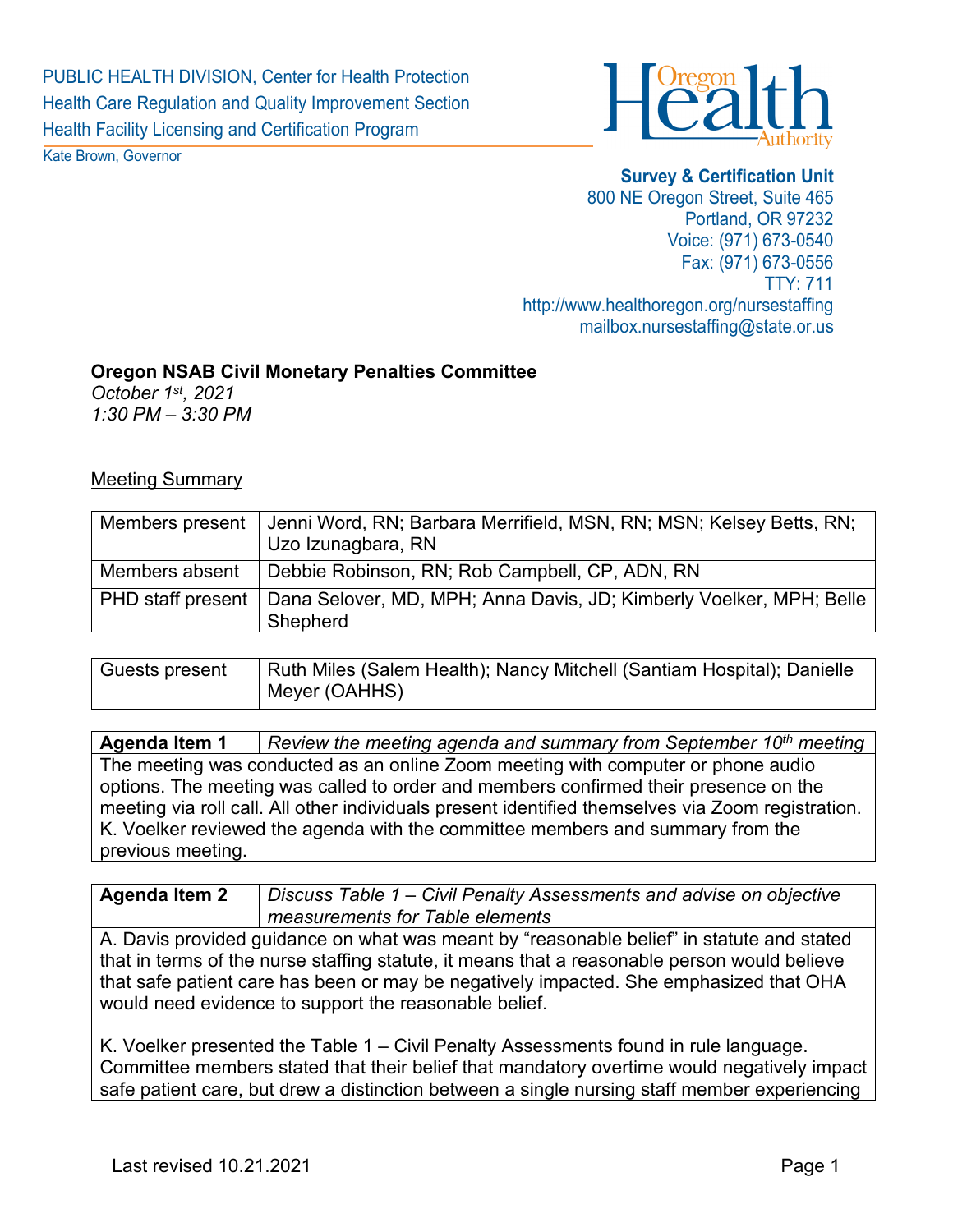PUBLIC HEALTH DIVISION, Center for Health Protection
Health Care Regulation and Quality Improvement Section
Health Facility Licensing and Certification Program

Kate Brown, Governor

**Survey & Certification Unit**
800 NE Oregon Street, Suite 465
Portland, OR 97232
Voice: (971) 673-0540
Fax: (971) 673-0556
TTY: 711
http://www.healthoregon.org/nursestaffing
mailbox.nursestaffing@state.or.us

**Oregon NSAB Civil Monetary Penalties Committee**
*October 1st, 2021*
*1:30 PM – 3:30 PM*

Meeting Summary

| | |
|---|---|
| Members present | Jenni Word, RN; Barbara Merrifield, MSN, RN; MSN; Kelsey Betts, RN; Uzo Izunagbara, RN |
| Members absent | Debbie Robinson, RN; Rob Campbell, CP, ADN, RN |
| PHD staff present | Dana Selover, MD, MPH; Anna Davis, JD; Kimberly Voelker, MPH; Belle Shepherd |

| | |
|---|---|
| Guests present | Ruth Miles (Salem Health); Nancy Mitchell (Santiam Hospital); Danielle Meyer (OAHHS) |

| **Agenda Item 1** | *Review the meeting agenda and summary from September 10th meeting* |
|---|---|

The meeting was conducted as an online Zoom meeting with computer or phone audio options. The meeting was called to order and members confirmed their presence on the meeting via roll call. All other individuals present identified themselves via Zoom registration. K. Voelker reviewed the agenda with the committee members and summary from the previous meeting.

| **Agenda Item 2** | *Discuss Table 1 – Civil Penalty Assessments and advise on objective measurements for Table elements* |
|---|---|

A. Davis provided guidance on what was meant by "reasonable belief" in statute and stated that in terms of the nurse staffing statute, it means that a reasonable person would believe that safe patient care has been or may be negatively impacted. She emphasized that OHA would need evidence to support the reasonable belief.

K. Voelker presented the Table 1 – Civil Penalty Assessments found in rule language. Committee members stated that their belief that mandatory overtime would negatively impact safe patient care, but drew a distinction between a single nursing staff member experiencing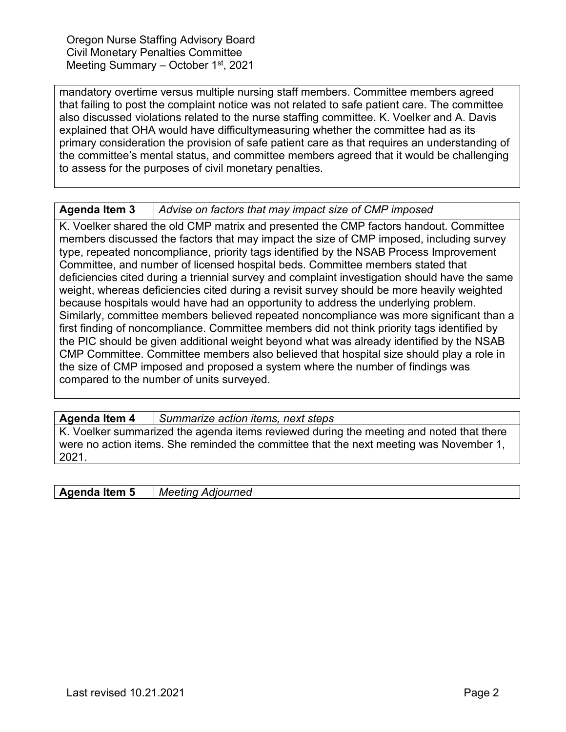mandatory overtime versus multiple nursing staff members. Committee members agreed that failing to post the complaint notice was not related to safe patient care. The committee also discussed violations related to the nurse staffing committee. K. Voelker and A. Davis explained that OHA would have difficultymeasuring whether the committee had as its primary consideration the provision of safe patient care as that requires an understanding of the committee's mental status, and committee members agreed that it would be challenging to assess for the purposes of civil monetary penalties.

| **Agenda Item 3** | *Advise on factors that may impact size of CMP imposed* |
|---|---|

K. Voelker shared the old CMP matrix and presented the CMP factors handout. Committee members discussed the factors that may impact the size of CMP imposed, including survey type, repeated noncompliance, priority tags identified by the NSAB Process Improvement Committee, and number of licensed hospital beds. Committee members stated that deficiencies cited during a triennial survey and complaint investigation should have the same weight, whereas deficiencies cited during a revisit survey should be more heavily weighted because hospitals would have had an opportunity to address the underlying problem. Similarly, committee members believed repeated noncompliance was more significant than a first finding of noncompliance. Committee members did not think priority tags identified by the PIC should be given additional weight beyond what was already identified by the NSAB CMP Committee. Committee members also believed that hospital size should play a role in the size of CMP imposed and proposed a system where the number of findings was compared to the number of units surveyed.

| **Agenda Item 4** | *Summarize action items, next steps* |
|---|---|

K. Voelker summarized the agenda items reviewed during the meeting and noted that there were no action items. She reminded the committee that the next meeting was November 1, 2021.

| **Agenda Item 5** | *Meeting Adjourned* |
|---|---|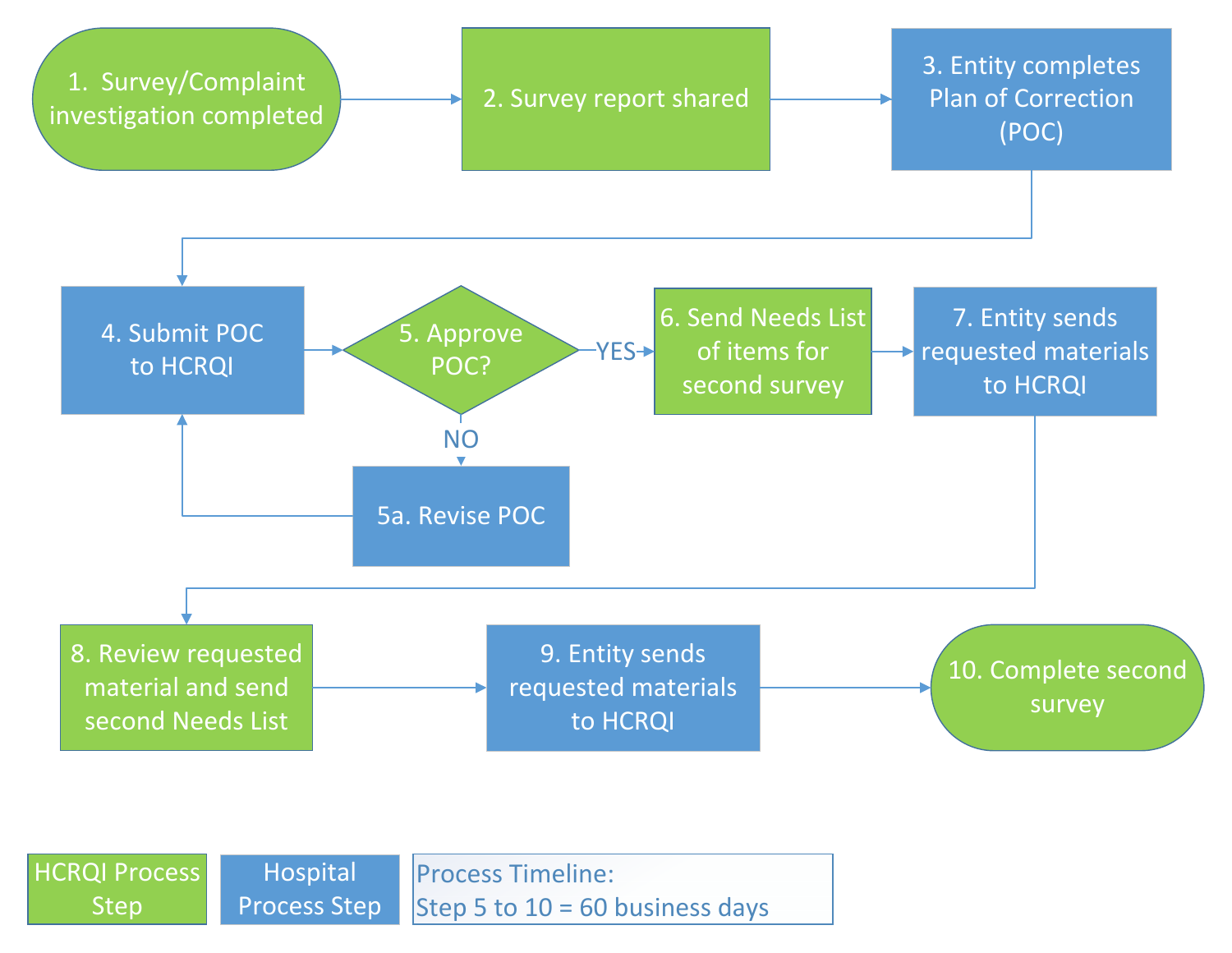1. Survey/Complaint investigation completed

2. Survey report shared

3. Entity completes Plan of Correction (POC)

4. Submit POC to HCRQI

5. Approve POC?

YES

NO

5a. Revise POC

6. Send Needs List of items for second survey

7. Entity sends requested materials to HCRQI

8. Review requested material and send second Needs List

9. Entity sends requested materials to HCRQI

10. Complete second survey

HCRQI Process Step

Hospital Process Step

Process Timeline:
Step 5 to 10 = 60 business days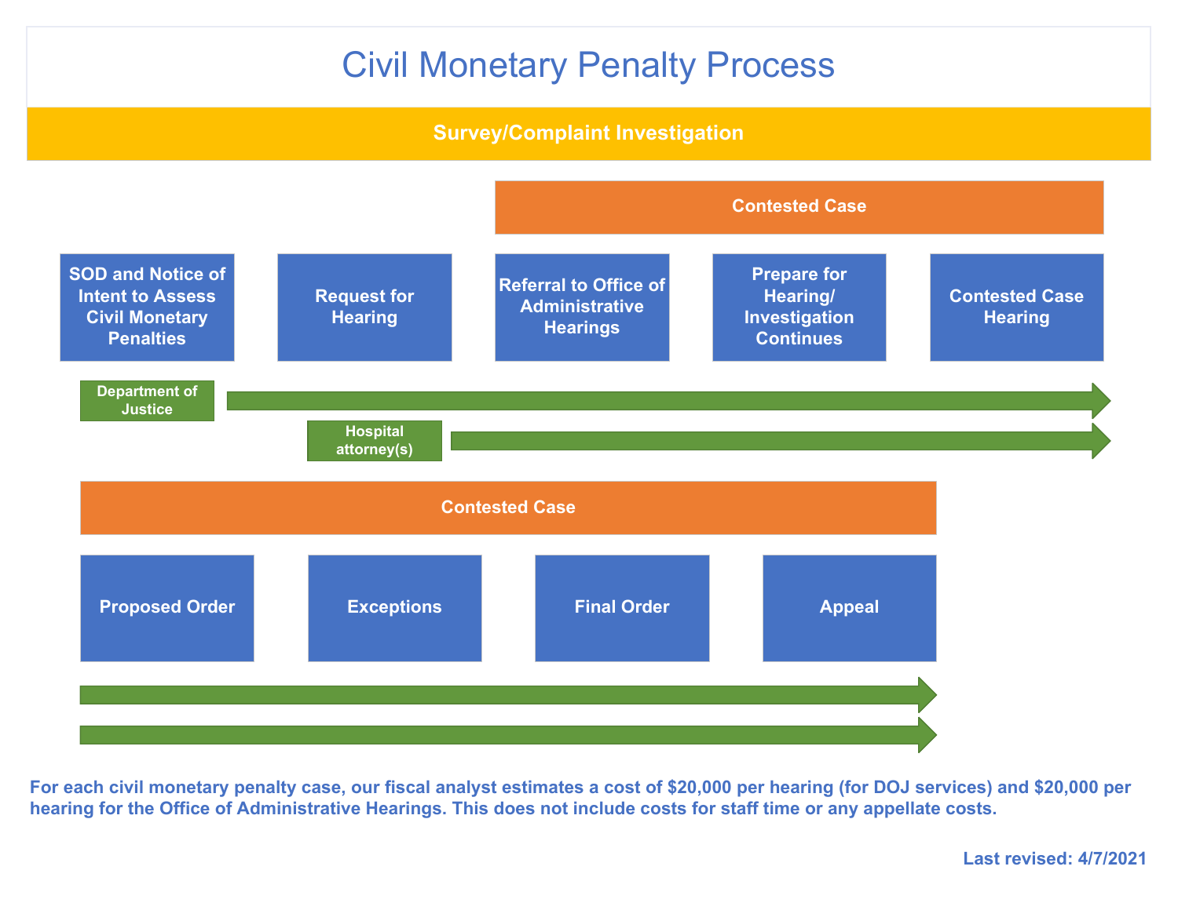# Civil Monetary Penalty Process

Survey/Complaint Investigation

Contested Case

SOD and Notice of Intent to Assess Civil Monetary Penalties

Request for Hearing

Referral to Office of Administrative Hearings

Prepare for Hearing/ Investigation Continues

Contested Case Hearing

Department of Justice

Hospital attorney(s)

Contested Case

Proposed Order

Exceptions

Final Order

Appeal

**For each civil monetary penalty case, our fiscal analyst estimates a cost of $20,000 per hearing (for DOJ services) and $20,000 per hearing for the Office of Administrative Hearings. This does not include costs for staff time or any appellate costs.**

**Last revised: 4/7/2021**